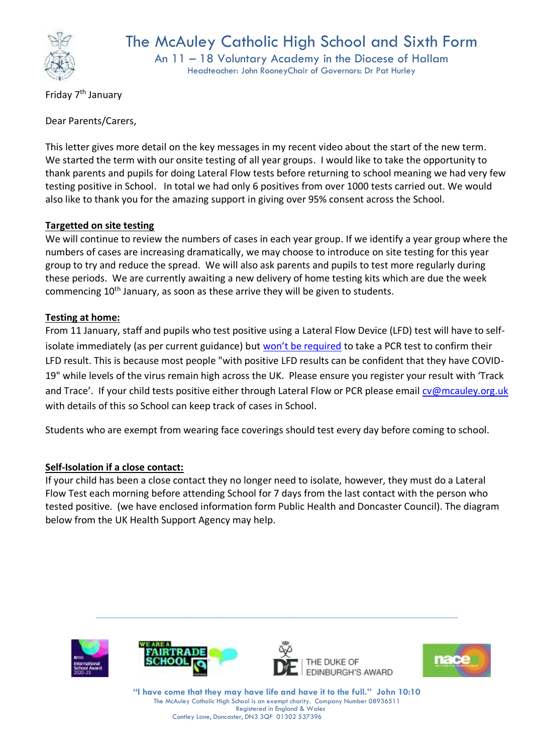# The McAuley Catholic High School and Sixth Form

An 11 – 18 Voluntary Academy in the Diocese of Hallam

Headteacher: John RooneyChair of Governors: Dr Pat Hurley

Friday 7th January

Dear Parents/Carers,

This letter gives more detail on the key messages in my recent video about the start of the new term. We started the term with our onsite testing of all year groups. I would like to take the opportunity to thank parents and pupils for doing Lateral Flow tests before returning to school meaning we had very few testing positive in School. In total we had only 6 positives from over 1000 tests carried out. We would also like to thank you for the amazing support in giving over 95% consent across the School.

**Targetted on site testing**

We will continue to review the numbers of cases in each year group. If we identify a year group where the numbers of cases are increasing dramatically, we may choose to introduce on site testing for this year group to try and reduce the spread. We will also ask parents and pupils to test more regularly during these periods. We are currently awaiting a new delivery of home testing kits which are due the week commencing 10th January, as soon as these arrive they will be given to students.

**Testing at home:**

From 11 January, staff and pupils who test positive using a Lateral Flow Device (LFD) test will have to self-isolate immediately (as per current guidance) but won't be required to take a PCR test to confirm their LFD result. This is because most people "with positive LFD results can be confident that they have COVID-19" while levels of the virus remain high across the UK. Please ensure you register your result with 'Track and Trace'. If your child tests positive either through Lateral Flow or PCR please email cv@mcauley.org.uk with details of this so School can keep track of cases in School.

Students who are exempt from wearing face coverings should test every day before coming to school.

**Self-Isolation if a close contact:**

If your child has been a close contact they no longer need to isolate, however, they must do a Lateral Flow Test each morning before attending School for 7 days from the last contact with the person who tested positive. (we have enclosed information form Public Health and Doncaster Council). The diagram below from the UK Health Support Agency may help.

"I have come that they may have life and have it to the full." John 10:10

The McAuley Catholic High School is an exempt charity. Company Number 08936511

Registered in England & Wales

Cantley Lane, Doncaster, DN3 3QF 01302 537396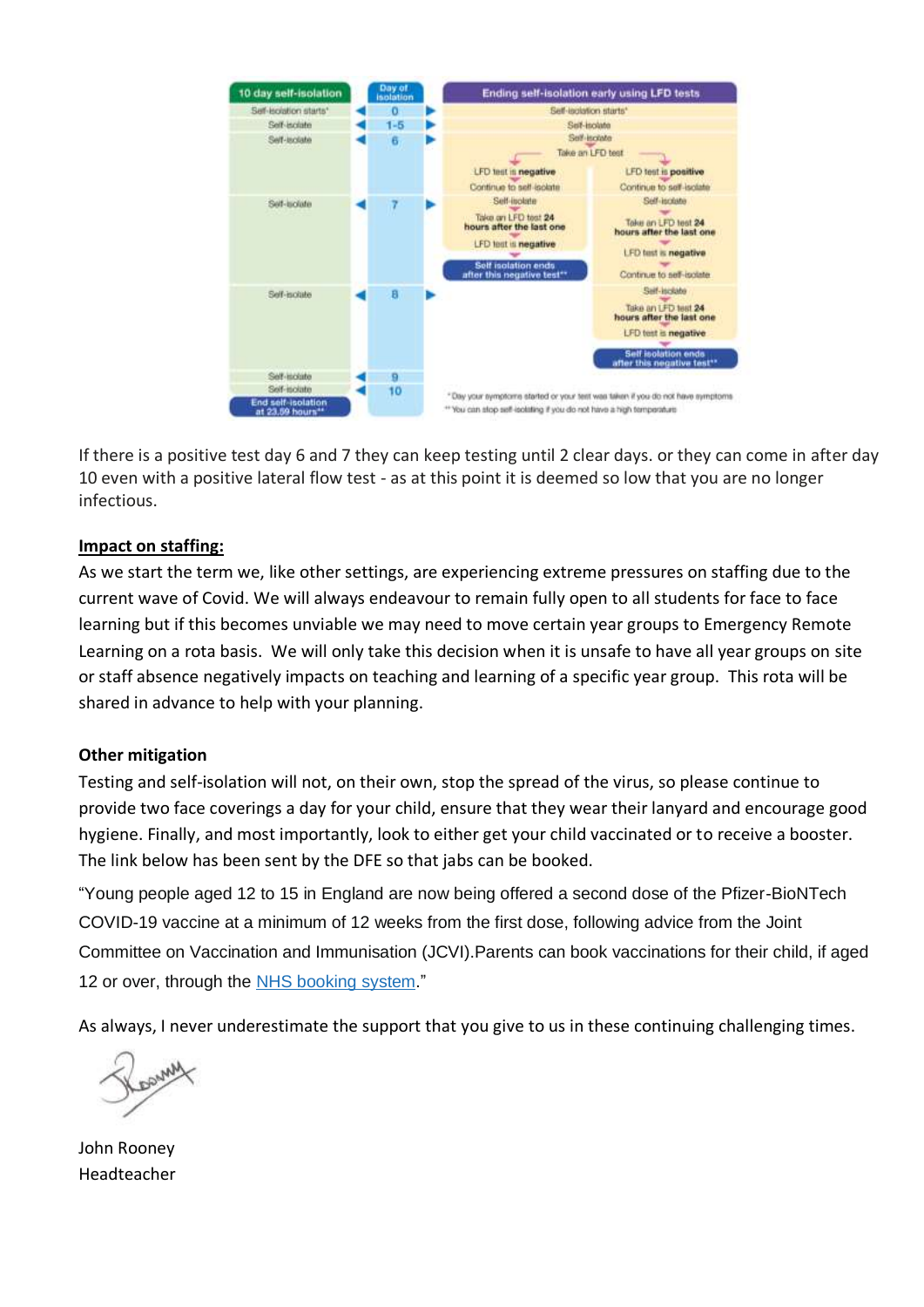10 day self-isolation

Day of isolation

Ending self-isolation early using LFD tests

Self-isolation starts* | 0 | Self-isolation starts*

Self-isolate | 1-5 | Self-isolate

Self-isolate | 6 | Self-isolate

Take an LFD test

LFD test is **negative**

Continue to self-isolate

LFD test is **positive**

Continue to self-isolate

Self-isolate | 7

Self-isolate

Take an LFD test 24 **hours after the last one**

LFD test is **negative**

**Self isolation ends after this negative test****

Self-isolate

Take an LFD test **24 hours after the last one**

LFD test is **negative**

Continue to self-isolate

Self-isolate | 8

Self-isolate

Take an LFD test **24 hours after the last one**

LFD test is **negative**

**Self isolation ends after this negative test****

Self-isolate | 9

Self-isolate | 10

**End self-isolation at 23.59 hours****

* Day your symptoms started or your test was taken if you do not have symptoms

** You can stop self-isolating if you do not have a high temperature

If there is a positive test day 6 and 7 they can keep testing until 2 clear days. or they can come in after day 10 even with a positive lateral flow test - as at this point it is deemed so low that you are no longer infectious.

**<u>Impact on staffing:</u>**

As we start the term we, like other settings, are experiencing extreme pressures on staffing due to the current wave of Covid. We will always endeavour to remain fully open to all students for face to face learning but if this becomes unviable we may need to move certain year groups to Emergency Remote Learning on a rota basis. We will only take this decision when it is unsafe to have all year groups on site or staff absence negatively impacts on teaching and learning of a specific year group. This rota will be shared in advance to help with your planning.

**Other mitigation**

Testing and self-isolation will not, on their own, stop the spread of the virus, so please continue to provide two face coverings a day for your child, ensure that they wear their lanyard and encourage good hygiene. Finally, and most importantly, look to either get your child vaccinated or to receive a booster. The link below has been sent by the DFE so that jabs can be booked.

"Young people aged 12 to 15 in England are now being offered a second dose of the Pfizer-BioNTech COVID-19 vaccine at a minimum of 12 weeks from the first dose, following advice from the Joint Committee on Vaccination and Immunisation (JCVI).Parents can book vaccinations for their child, if aged 12 or over, through the NHS booking system."

As always, I never underestimate the support that you give to us in these continuing challenging times.

John Rooney
Headteacher